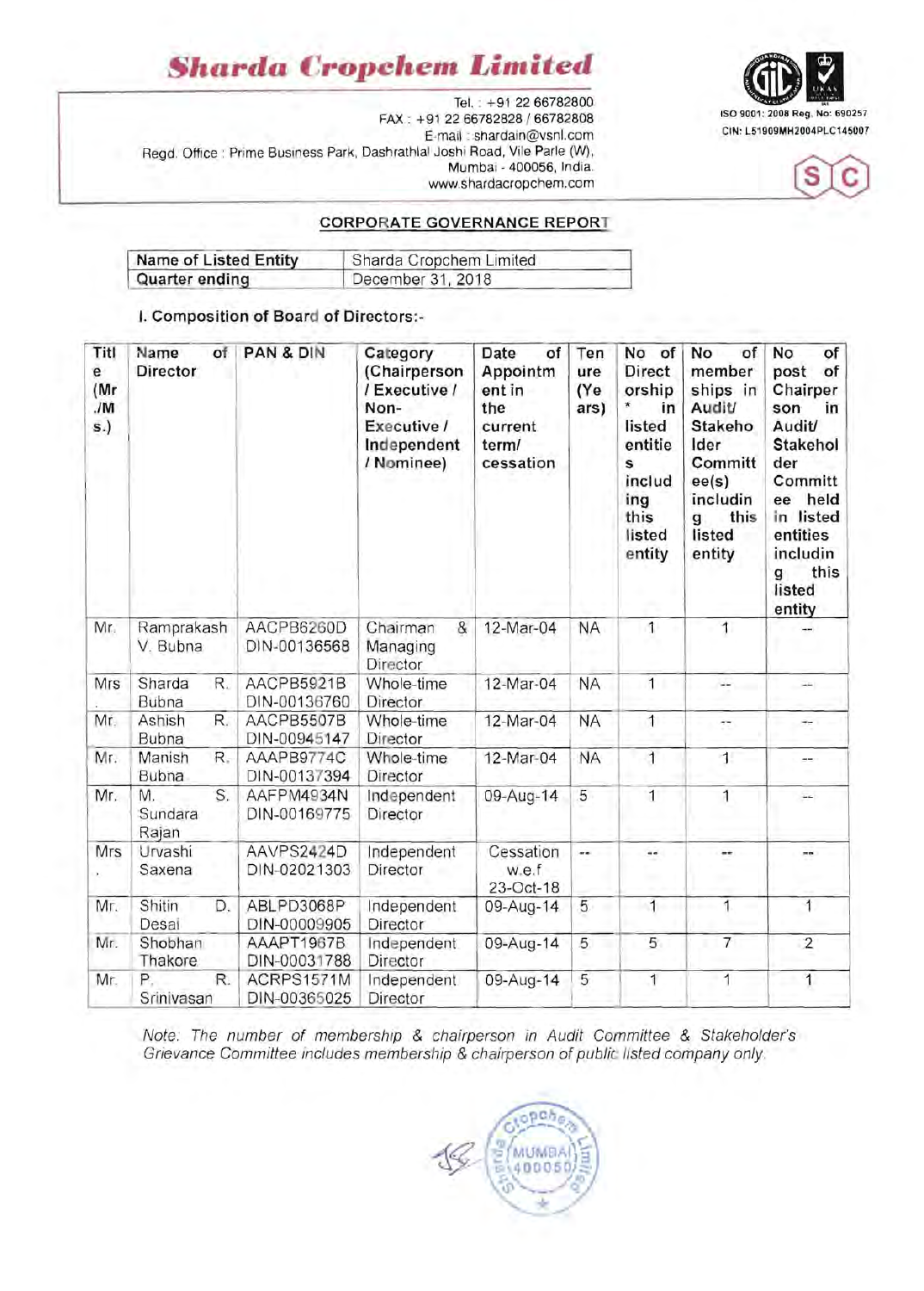# Sharda Cropchem Limited

Tel. : +91 22 66782800
FAX : +91 22 66782828 / 66782808
E-mail : shardain@vsnl.com
Regd. Office : Prime Business Park, Dashrathlal Joshi Road, Vile Parle (W), Mumbai - 400056, India.
www.shardacropchem.com

ISO 9001: 2008 Reg. No: 690257
CIN: L51909MH2004PLC145007

## CORPORATE GOVERNANCE REPORT

| Name of Listed Entity | Sharda Cropchem Limited |
|---|---|
| Quarter ending | December 31, 2018 |

### I. Composition of Board of Directors:-

| Title (Mr./Ms.) | Name of Director | PAN & DIN | Category (Chairperson / Executive / Non-Executive / Independent / Nominee) | Date of Appointment in the current term/ cessation | Tenure (Years) | No of Directorship* in listed entities including this listed entity | No of memberships in Audit/ Stakeholder Committee(s) including this listed entity | No of post of Chairperson in Audit/ Stakeholder Committee held in listed entities including this listed entity |
|---|---|---|---|---|---|---|---|---|
| Mr. | Ramprakash V. Bubna | AACPB6260D DIN-00136568 | Chairman & Managing Director | 12-Mar-04 | NA | 1 | 1 | -- |
| Mrs. | Sharda R. Bubna | AACPB5921B DIN-00136760 | Whole-time Director | 12-Mar-04 | NA | 1 | -- | -- |
| Mr. | Ashish R. Bubna | AACPB5507B DIN-00945147 | Whole-time Director | 12-Mar-04 | NA | 1 | -- | -- |
| Mr. | Manish R. Bubna | AAAPB9774C DIN-00137394 | Whole-time Director | 12-Mar-04 | NA | 1 | 1 | -- |
| Mr. | M. S. Sundara Rajan | AAFPM4934N DIN-00169775 | Independent Director | 09-Aug-14 | 5 | 1 | 1 | -- |
| Mrs. | Urvashi Saxena | AAVPS2424D DIN-02021303 | Independent Director | Cessation w.e.f 23-Oct-18 | -- | -- | -- | -- |
| Mr. | Shitin D. Desai | ABLPD3068P DIN-00009905 | Independent Director | 09-Aug-14 | 5 | 1 | 1 | 1 |
| Mr. | Shobhan Thakore | AAAPT1967B DIN-00031788 | Independent Director | 09-Aug-14 | 5 | 5 | 7 | 2 |
| Mr. | P. R. Srinivasan | ACRPS1571M DIN-00365025 | Independent Director | 09-Aug-14 | 5 | 1 | 1 | 1 |

*Note: The number of membership & chairperson in Audit Committee & Stakeholder's Grievance Committee includes membership & chairperson of public listed company only.*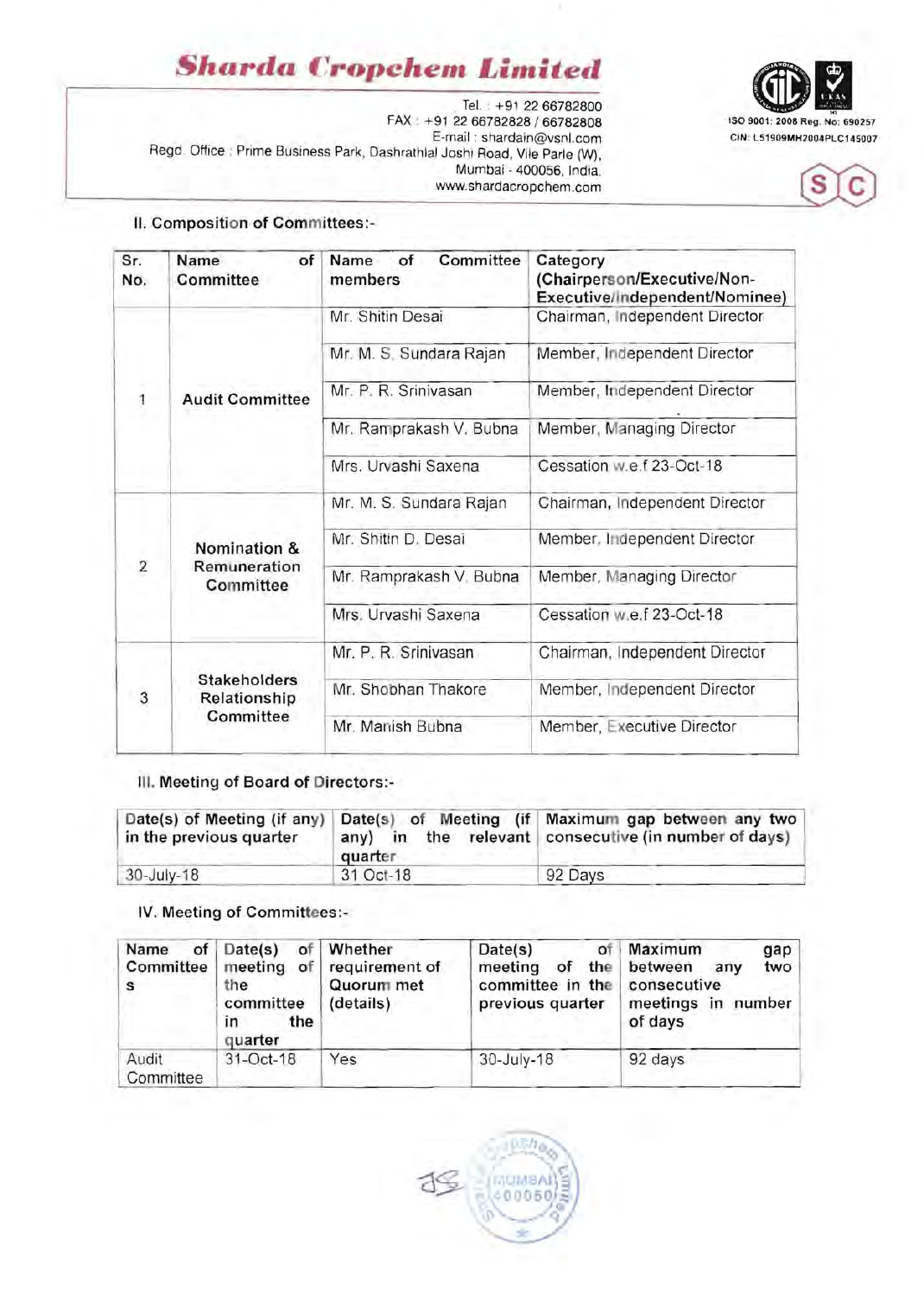# Sharda Cropchem Limited

Tel. : +91 22 66782800
FAX : +91 22 66782828 / 66782808
E-mail : shardain@vsnl.com
Regd. Office : Prime Business Park, Dashrathlal Joshi Road, Vile Parle (W),
Mumbai - 400056, India.
www.shardacropchem.com

ISO 9001: 2008 Reg. No: 690257
CIN: L51909MH2004PLC145007

## II. Composition of Committees:-

| Sr. No. | Name of Committee | Name of Committee members | Category (Chairperson/Executive/Non-Executive/Independent/Nominee) |
|---|---|---|---|
| 1 | Audit Committee | Mr. Shitin Desai | Chairman, Independent Director |
| | | Mr. M. S. Sundara Rajan | Member, Independent Director |
| | | Mr. P. R. Srinivasan | Member, Independent Director |
| | | Mr. Ramprakash V. Bubna | Member, Managing Director |
| | | Mrs. Urvashi Saxena | Cessation w.e.f 23-Oct-18 |
| 2 | Nomination & Remuneration Committee | Mr. M. S. Sundara Rajan | Chairman, Independent Director |
| | | Mr. Shitin D. Desai | Member, Independent Director |
| | | Mr. Ramprakash V. Bubna | Member, Managing Director |
| | | Mrs. Urvashi Saxena | Cessation w.e.f 23-Oct-18 |
| 3 | Stakeholders Relationship Committee | Mr. P. R. Srinivasan | Chairman, Independent Director |
| | | Mr. Shobhan Thakore | Member, Independent Director |
| | | Mr. Manish Bubna | Member, Executive Director |

## III. Meeting of Board of Directors:-

| Date(s) of Meeting (if any) in the previous quarter | Date(s) of Meeting (if any) in the relevant quarter | Maximum gap between any two consecutive (in number of days) |
|---|---|---|
| 30-July-18 | 31 Oct-18 | 92 Days |

## IV. Meeting of Committees:-

| Name of Committees | Date(s) of meeting of the committee in the quarter | Whether requirement of Quorum met (details) | Date(s) of meeting of the committee in the previous quarter | Maximum gap between any two consecutive meetings in number of days |
|---|---|---|---|---|
| Audit Committee | 31-Oct-18 | Yes | 30-July-18 | 92 days |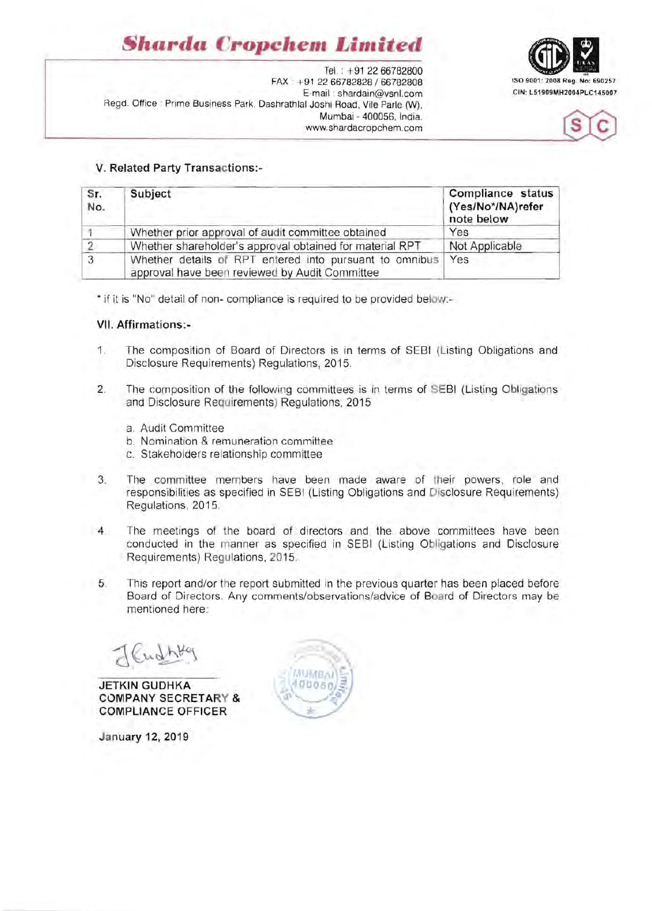# Sharda Cropchem Limited

Tel. : +91 22 66782800
FAX : +91 22 66782828 / 66782808
E-mail : shardain@vsnl.com
Regd. Office : Prime Business Park, Dashrathlal Joshi Road, Vile Parle (W), Mumbai - 400056, India.
www.shardacropchem.com

ISO 9001: 2008 Reg. No: 690257
CIN: L51909MH2004PLC145007

### V. Related Party Transactions:-

| Sr. No. | Subject | Compliance status (Yes/No*/NA)refer note below |
|---|---|---|
| 1 | Whether prior approval of audit committee obtained | Yes |
| 2 | Whether shareholder's approval obtained for material RPT | Not Applicable |
| 3 | Whether details of RPT entered into pursuant to omnibus approval have been reviewed by Audit Committee | Yes |

* if it is "No" detail of non- compliance is required to be provided below:-

### VII. Affirmations:-

1. The composition of Board of Directors is in terms of SEBI (Listing Obligations and Disclosure Requirements) Regulations, 2015.

2. The composition of the following committees is in terms of SEBI (Listing Obligations and Disclosure Requirements) Regulations, 2015

   a. Audit Committee
   b. Nomination & remuneration committee
   c. Stakeholders relationship committee

3. The committee members have been made aware of their powers, role and responsibilities as specified in SEBI (Listing Obligations and Disclosure Requirements) Regulations, 2015.

4. The meetings of the board of directors and the above committees have been conducted in the manner as specified in SEBI (Listing Obligations and Disclosure Requirements) Regulations, 2015.

5. This report and/or the report submitted in the previous quarter has been placed before Board of Directors. Any comments/observations/advice of Board of Directors may be mentioned here:

**JETKIN GUDHKA**
**COMPANY SECRETARY & COMPLIANCE OFFICER**

**January 12, 2019**